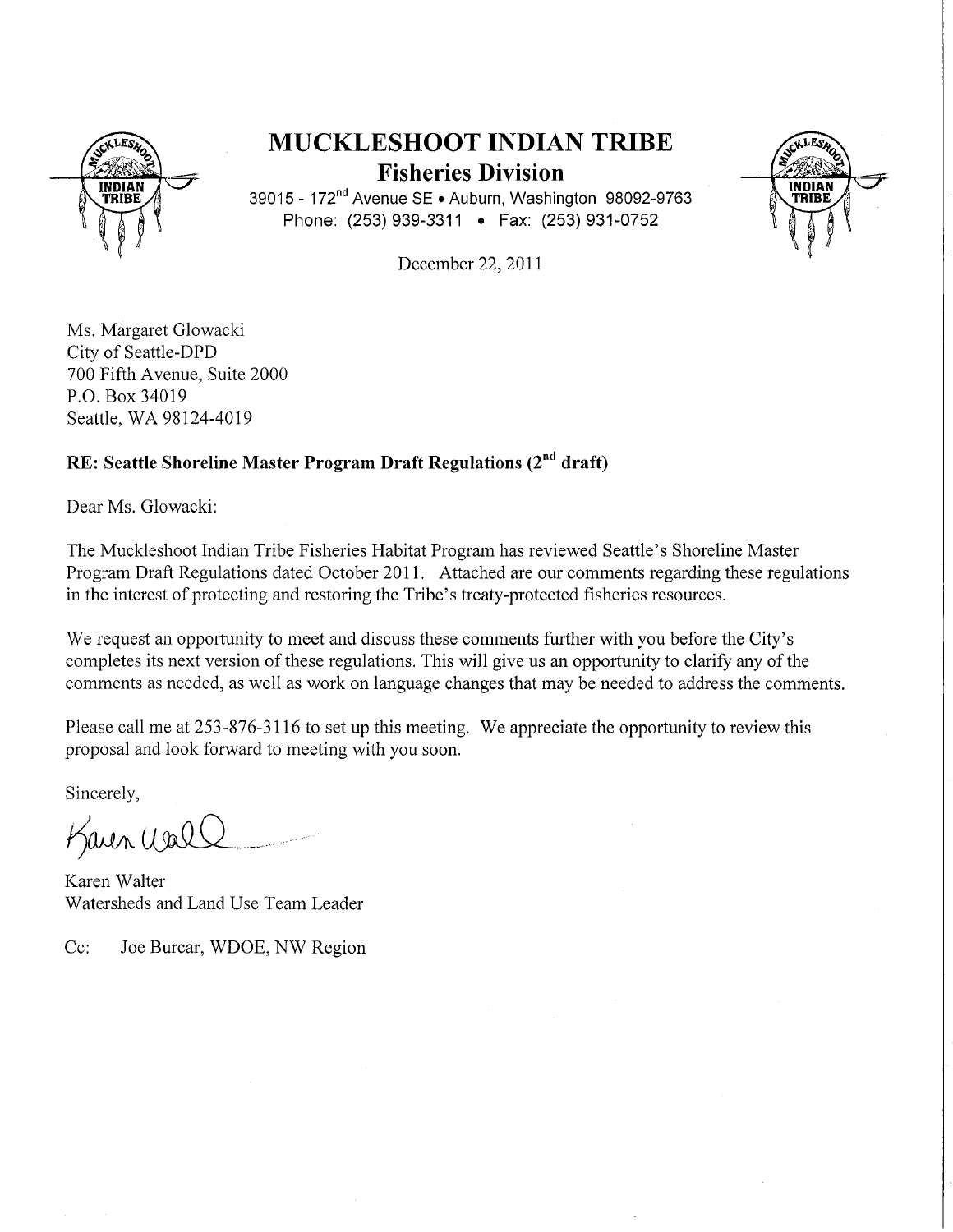# MUCKLESHOOT INDIAN TRIBE

## Fisheries Division

39015 - 172nd Avenue SE • Auburn, Washington 98092-9763
Phone: (253) 939-3311 • Fax: (253) 931-0752

December 22, 2011

Ms. Margaret Glowacki
City of Seattle-DPD
700 Fifth Avenue, Suite 2000
P.O. Box 34019
Seattle, WA 98124-4019

**RE: Seattle Shoreline Master Program Draft Regulations (2nd draft)**

Dear Ms. Glowacki:

The Muckleshoot Indian Tribe Fisheries Habitat Program has reviewed Seattle's Shoreline Master Program Draft Regulations dated October 2011. Attached are our comments regarding these regulations in the interest of protecting and restoring the Tribe's treaty-protected fisheries resources.

We request an opportunity to meet and discuss these comments further with you before the City's completes its next version of these regulations. This will give us an opportunity to clarify any of the comments as needed, as well as work on language changes that may be needed to address the comments.

Please call me at 253-876-3116 to set up this meeting. We appreciate the opportunity to review this proposal and look forward to meeting with you soon.

Sincerely,

Karen Walter
Watersheds and Land Use Team Leader

Cc: Joe Burcar, WDOE, NW Region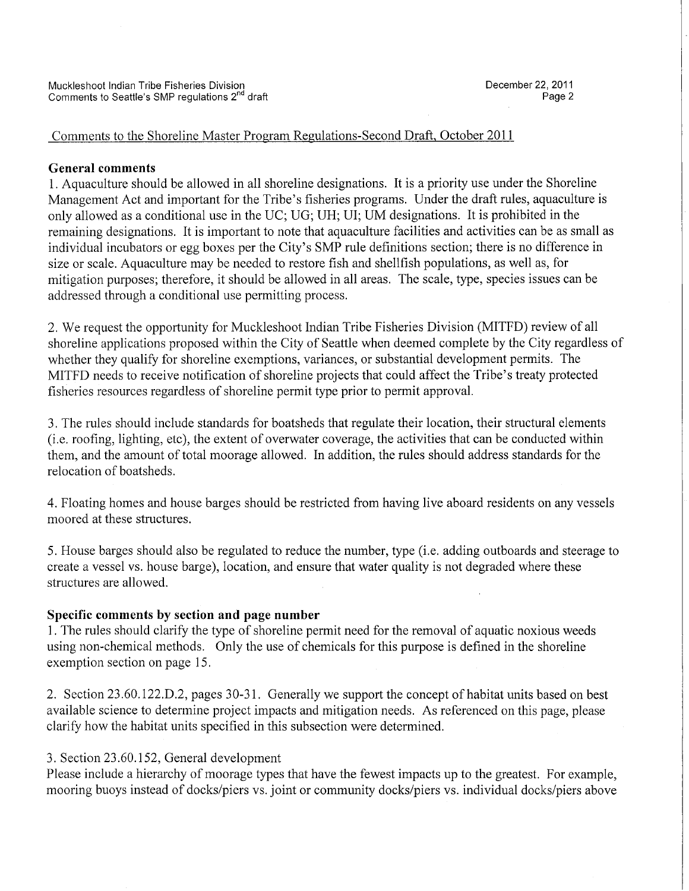Comments to the Shoreline Master Program Regulations-Second Draft, October 2011

**General comments**

1. Aquaculture should be allowed in all shoreline designations. It is a priority use under the Shoreline Management Act and important for the Tribe's fisheries programs. Under the draft rules, aquaculture is only allowed as a conditional use in the UC; UG; UH; UI; UM designations. It is prohibited in the remaining designations. It is important to note that aquaculture facilities and activities can be as small as individual incubators or egg boxes per the City's SMP rule definitions section; there is no difference in size or scale. Aquaculture may be needed to restore fish and shellfish populations, as well as, for mitigation purposes; therefore, it should be allowed in all areas. The scale, type, species issues can be addressed through a conditional use permitting process.

2. We request the opportunity for Muckleshoot Indian Tribe Fisheries Division (MITFD) review of all shoreline applications proposed within the City of Seattle when deemed complete by the City regardless of whether they qualify for shoreline exemptions, variances, or substantial development permits. The MITFD needs to receive notification of shoreline projects that could affect the Tribe's treaty protected fisheries resources regardless of shoreline permit type prior to permit approval.

3. The rules should include standards for boatsheds that regulate their location, their structural elements (i.e. roofing, lighting, etc), the extent of overwater coverage, the activities that can be conducted within them, and the amount of total moorage allowed. In addition, the rules should address standards for the relocation of boatsheds.

4. Floating homes and house barges should be restricted from having live aboard residents on any vessels moored at these structures.

5. House barges should also be regulated to reduce the number, type (i.e. adding outboards and steerage to create a vessel vs. house barge), location, and ensure that water quality is not degraded where these structures are allowed.

**Specific comments by section and page number**

1. The rules should clarify the type of shoreline permit need for the removal of aquatic noxious weeds using non-chemical methods. Only the use of chemicals for this purpose is defined in the shoreline exemption section on page 15.

2. Section 23.60.122.D.2, pages 30-31. Generally we support the concept of habitat units based on best available science to determine project impacts and mitigation needs. As referenced on this page, please clarify how the habitat units specified in this subsection were determined.

3. Section 23.60.152, General development

Please include a hierarchy of moorage types that have the fewest impacts up to the greatest. For example, mooring buoys instead of docks/piers vs. joint or community docks/piers vs. individual docks/piers above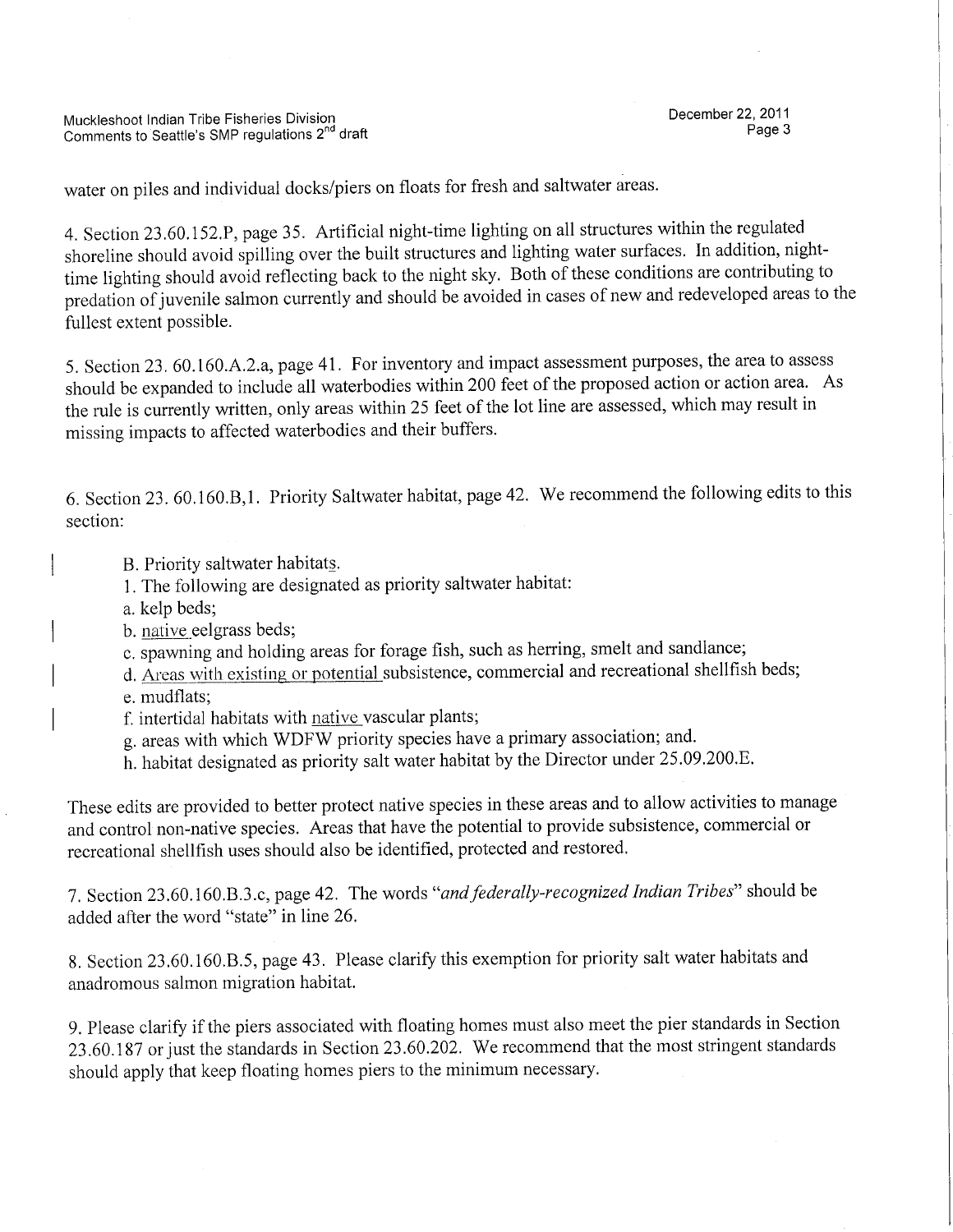water on piles and individual docks/piers on floats for fresh and saltwater areas.

4. Section 23.60.152.P, page 35. Artificial night-time lighting on all structures within the regulated shoreline should avoid spilling over the built structures and lighting water surfaces. In addition, night-time lighting should avoid reflecting back to the night sky. Both of these conditions are contributing to predation of juvenile salmon currently and should be avoided in cases of new and redeveloped areas to the fullest extent possible.

5. Section 23. 60.160.A.2.a, page 41. For inventory and impact assessment purposes, the area to assess should be expanded to include all waterbodies within 200 feet of the proposed action or action area. As the rule is currently written, only areas within 25 feet of the lot line are assessed, which may result in missing impacts to affected waterbodies and their buffers.

6. Section 23. 60.160.B,1. Priority Saltwater habitat, page 42. We recommend the following edits to this section:

> B. Priority saltwater habitats.
> 1. The following are designated as priority saltwater habitat:
> a. kelp beds;
> b. <u>native</u> eelgrass beds;
> c. spawning and holding areas for forage fish, such as herring, smelt and sandlance;
> d. <u>Areas with existing or potential</u> subsistence, commercial and recreational shellfish beds;
> e. mudflats;
> f. intertidal habitats with <u>native</u> vascular plants;
> g. areas with which WDFW priority species have a primary association; and.
> h. habitat designated as priority salt water habitat by the Director under 25.09.200.E.

These edits are provided to better protect native species in these areas and to allow activities to manage and control non-native species. Areas that have the potential to provide subsistence, commercial or recreational shellfish uses should also be identified, protected and restored.

7. Section 23.60.160.B.3.c, page 42. The words "*and federally-recognized Indian Tribes*" should be added after the word "state" in line 26.

8. Section 23.60.160.B.5, page 43. Please clarify this exemption for priority salt water habitats and anadromous salmon migration habitat.

9. Please clarify if the piers associated with floating homes must also meet the pier standards in Section 23.60.187 or just the standards in Section 23.60.202. We recommend that the most stringent standards should apply that keep floating homes piers to the minimum necessary.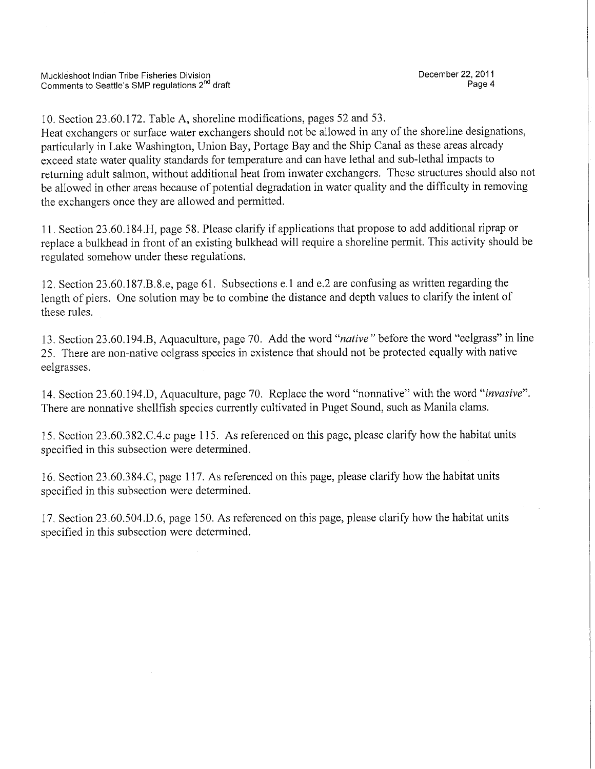10. Section 23.60.172. Table A, shoreline modifications, pages 52 and 53.
Heat exchangers or surface water exchangers should not be allowed in any of the shoreline designations, particularly in Lake Washington, Union Bay, Portage Bay and the Ship Canal as these areas already exceed state water quality standards for temperature and can have lethal and sub-lethal impacts to returning adult salmon, without additional heat from inwater exchangers. These structures should also not be allowed in other areas because of potential degradation in water quality and the difficulty in removing the exchangers once they are allowed and permitted.

11. Section 23.60.184.H, page 58. Please clarify if applications that propose to add additional riprap or replace a bulkhead in front of an existing bulkhead will require a shoreline permit. This activity should be regulated somehow under these regulations.

12. Section 23.60.187.B.8.e, page 61. Subsections e.1 and e.2 are confusing as written regarding the length of piers. One solution may be to combine the distance and depth values to clarify the intent of these rules.

13. Section 23.60.194.B, Aquaculture, page 70. Add the word "*native*" before the word "eelgrass" in line 25. There are non-native eelgrass species in existence that should not be protected equally with native eelgrasses.

14. Section 23.60.194.D, Aquaculture, page 70. Replace the word "nonnative" with the word "*invasive*". There are nonnative shellfish species currently cultivated in Puget Sound, such as Manila clams.

15. Section 23.60.382.C.4.c page 115. As referenced on this page, please clarify how the habitat units specified in this subsection were determined.

16. Section 23.60.384.C, page 117. As referenced on this page, please clarify how the habitat units specified in this subsection were determined.

17. Section 23.60.504.D.6, page 150. As referenced on this page, please clarify how the habitat units specified in this subsection were determined.